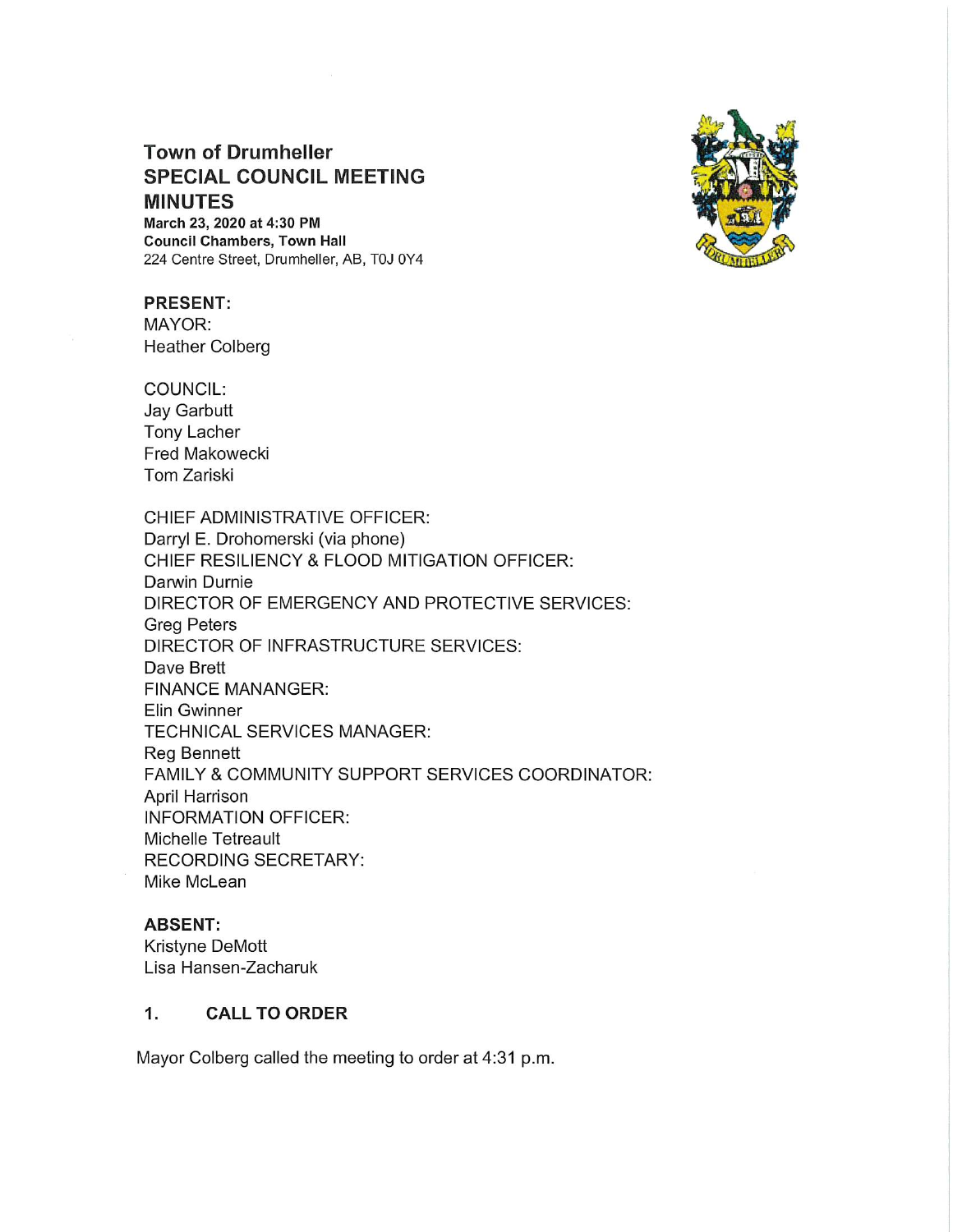# Town of Drumheller
# SPECIAL COUNCIL MEETING MINUTES

**March 23, 2020 at 4:30 PM**
**Council Chambers, Town Hall**
224 Centre Street, Drumheller, AB, T0J 0Y4

**PRESENT:**
MAYOR:
Heather Colberg

COUNCIL:
Jay Garbutt
Tony Lacher
Fred Makowecki
Tom Zariski

CHIEF ADMINISTRATIVE OFFICER:
Darryl E. Drohomerski (via phone)
CHIEF RESILIENCY & FLOOD MITIGATION OFFICER:
Darwin Durnie
DIRECTOR OF EMERGENCY AND PROTECTIVE SERVICES:
Greg Peters
DIRECTOR OF INFRASTRUCTURE SERVICES:
Dave Brett
FINANCE MANANGER:
Elin Gwinner
TECHNICAL SERVICES MANAGER:
Reg Bennett
FAMILY & COMMUNITY SUPPORT SERVICES COORDINATOR:
April Harrison
INFORMATION OFFICER:
Michelle Tetreault
RECORDING SECRETARY:
Mike McLean

**ABSENT:**
Kristyne DeMott
Lisa Hansen-Zacharuk

## 1. CALL TO ORDER

Mayor Colberg called the meeting to order at 4:31 p.m.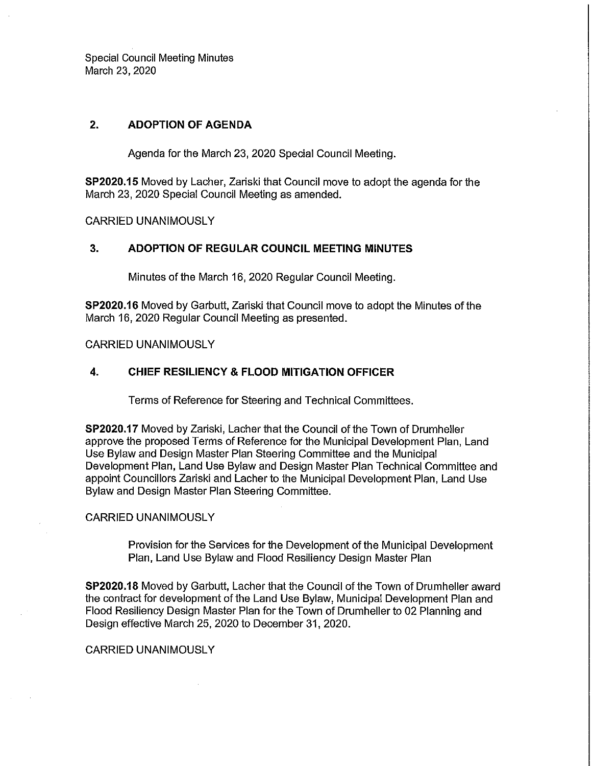## 2. ADOPTION OF AGENDA

Agenda for the March 23, 2020 Special Council Meeting.

**SP2020.15** Moved by Lacher, Zariski that Council move to adopt the agenda for the March 23, 2020 Special Council Meeting as amended.

CARRIED UNANIMOUSLY

## 3. ADOPTION OF REGULAR COUNCIL MEETING MINUTES

Minutes of the March 16, 2020 Regular Council Meeting.

**SP2020.16** Moved by Garbutt, Zariski that Council move to adopt the Minutes of the March 16, 2020 Regular Council Meeting as presented.

CARRIED UNANIMOUSLY

## 4. CHIEF RESILIENCY & FLOOD MITIGATION OFFICER

Terms of Reference for Steering and Technical Committees.

**SP2020.17** Moved by Zariski, Lacher that the Council of the Town of Drumheller approve the proposed Terms of Reference for the Municipal Development Plan, Land Use Bylaw and Design Master Plan Steering Committee and the Municipal Development Plan, Land Use Bylaw and Design Master Plan Technical Committee and appoint Councillors Zariski and Lacher to the Municipal Development Plan, Land Use Bylaw and Design Master Plan Steering Committee.

CARRIED UNANIMOUSLY

Provision for the Services for the Development of the Municipal Development Plan, Land Use Bylaw and Flood Resiliency Design Master Plan

**SP2020.18** Moved by Garbutt, Lacher that the Council of the Town of Drumheller award the contract for development of the Land Use Bylaw, Municipal Development Plan and Flood Resiliency Design Master Plan for the Town of Drumheller to 02 Planning and Design effective March 25, 2020 to December 31, 2020.

CARRIED UNANIMOUSLY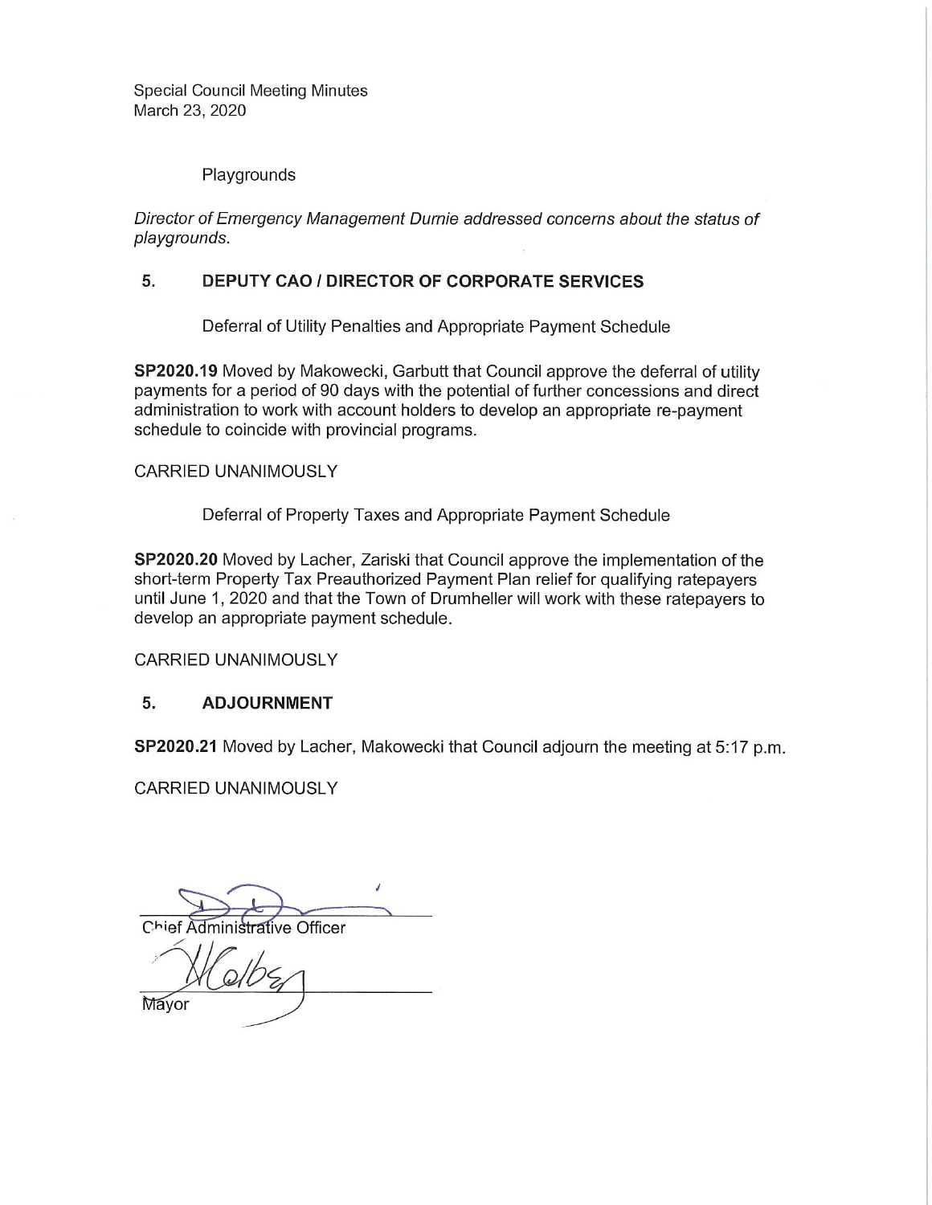Playgrounds

*Director of Emergency Management Durnie addressed concerns about the status of playgrounds.*

## 5. DEPUTY CAO / DIRECTOR OF CORPORATE SERVICES

Deferral of Utility Penalties and Appropriate Payment Schedule

**SP2020.19** Moved by Makowecki, Garbutt that Council approve the deferral of utility payments for a period of 90 days with the potential of further concessions and direct administration to work with account holders to develop an appropriate re-payment schedule to coincide with provincial programs.

CARRIED UNANIMOUSLY

Deferral of Property Taxes and Appropriate Payment Schedule

**SP2020.20** Moved by Lacher, Zariski that Council approve the implementation of the short-term Property Tax Preauthorized Payment Plan relief for qualifying ratepayers until June 1, 2020 and that the Town of Drumheller will work with these ratepayers to develop an appropriate payment schedule.

CARRIED UNANIMOUSLY

## 5. ADJOURNMENT

**SP2020.21** Moved by Lacher, Makowecki that Council adjourn the meeting at 5:17 p.m.

CARRIED UNANIMOUSLY

Chief Administrative Officer

Mayor